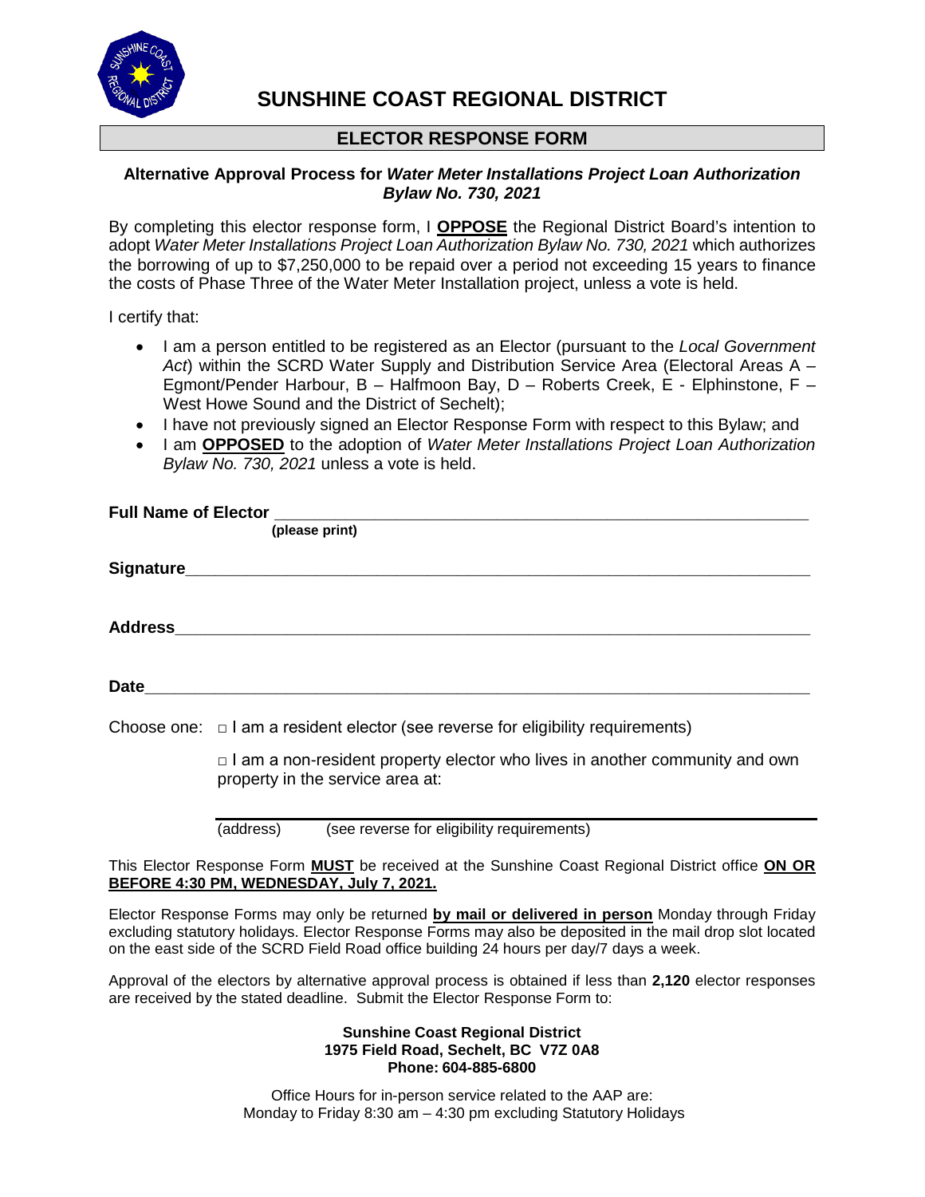# SUNSHINE COAST REGIONAL DISTRICT

## ELECTOR RESPONSE FORM

**Alternative Approval Process for *Water Meter Installations Project Loan Authorization Bylaw No. 730, 2021***

By completing this elector response form, I **OPPOSE** the Regional District Board's intention to adopt *Water Meter Installations Project Loan Authorization Bylaw No. 730, 2021* which authorizes the borrowing of up to $7,250,000 to be repaid over a period not exceeding 15 years to finance the costs of Phase Three of the Water Meter Installation project, unless a vote is held.

I certify that:

- I am a person entitled to be registered as an Elector (pursuant to the *Local Government Act*) within the SCRD Water Supply and Distribution Service Area (Electoral Areas A – Egmont/Pender Harbour, B – Halfmoon Bay, D – Roberts Creek, E - Elphinstone, F – West Howe Sound and the District of Sechelt);
- I have not previously signed an Elector Response Form with respect to this Bylaw; and
- I am **OPPOSED** to the adoption of *Water Meter Installations Project Loan Authorization Bylaw No. 730, 2021* unless a vote is held.

**Full Name of Elector** ______________________________________________
**(please print)**

**Signature**______________________________________________

**Address**______________________________________________

**Date**______________________________________________

Choose one: □ I am a resident elector (see reverse for eligibility requirements)

□ I am a non-resident property elector who lives in another community and own property in the service area at:

______________________________________________
(address) (see reverse for eligibility requirements)

This Elector Response Form **MUST** be received at the Sunshine Coast Regional District office **ON OR BEFORE 4:30 PM, WEDNESDAY, July 7, 2021.**

Elector Response Forms may only be returned **by mail or delivered in person** Monday through Friday excluding statutory holidays. Elector Response Forms may also be deposited in the mail drop slot located on the east side of the SCRD Field Road office building 24 hours per day/7 days a week.

Approval of the electors by alternative approval process is obtained if less than **2,120** elector responses are received by the stated deadline. Submit the Elector Response Form to:

**Sunshine Coast Regional District**
**1975 Field Road, Sechelt, BC V7Z 0A8**
**Phone: 604-885-6800**

Office Hours for in-person service related to the AAP are:
Monday to Friday 8:30 am – 4:30 pm excluding Statutory Holidays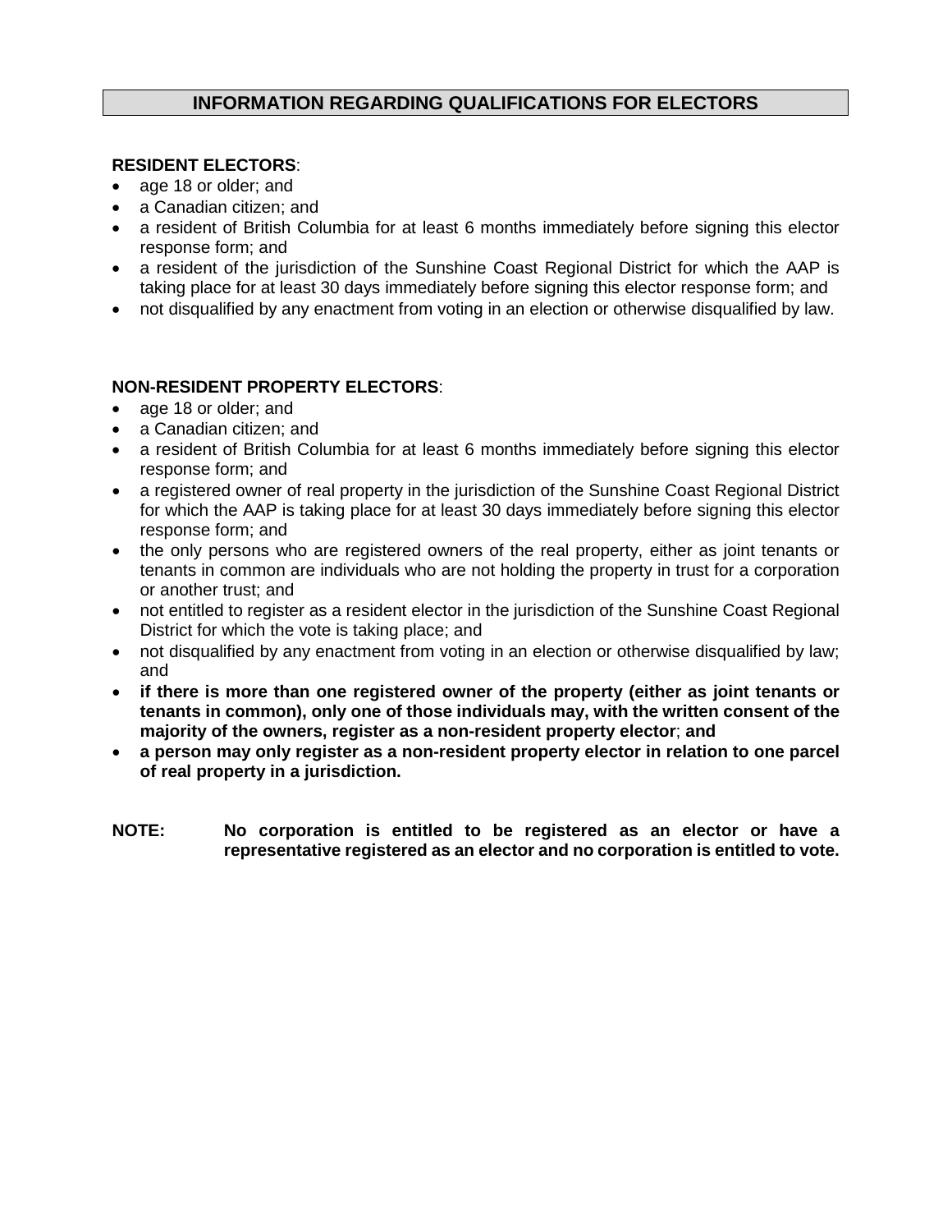## INFORMATION REGARDING QUALIFICATIONS FOR ELECTORS

**RESIDENT ELECTORS**:

- age 18 or older; and
- a Canadian citizen; and
- a resident of British Columbia for at least 6 months immediately before signing this elector response form; and
- a resident of the jurisdiction of the Sunshine Coast Regional District for which the AAP is taking place for at least 30 days immediately before signing this elector response form; and
- not disqualified by any enactment from voting in an election or otherwise disqualified by law.

**NON-RESIDENT PROPERTY ELECTORS**:

- age 18 or older; and
- a Canadian citizen; and
- a resident of British Columbia for at least 6 months immediately before signing this elector response form; and
- a registered owner of real property in the jurisdiction of the Sunshine Coast Regional District for which the AAP is taking place for at least 30 days immediately before signing this elector response form; and
- the only persons who are registered owners of the real property, either as joint tenants or tenants in common are individuals who are not holding the property in trust for a corporation or another trust; and
- not entitled to register as a resident elector in the jurisdiction of the Sunshine Coast Regional District for which the vote is taking place; and
- not disqualified by any enactment from voting in an election or otherwise disqualified by law; and
- **if there is more than one registered owner of the property (either as joint tenants or tenants in common), only one of those individuals may, with the written consent of the majority of the owners, register as a non-resident property elector**; **and**
- **a person may only register as a non-resident property elector in relation to one parcel of real property in a jurisdiction.**

**NOTE:** **No corporation is entitled to be registered as an elector or have a representative registered as an elector and no corporation is entitled to vote.**